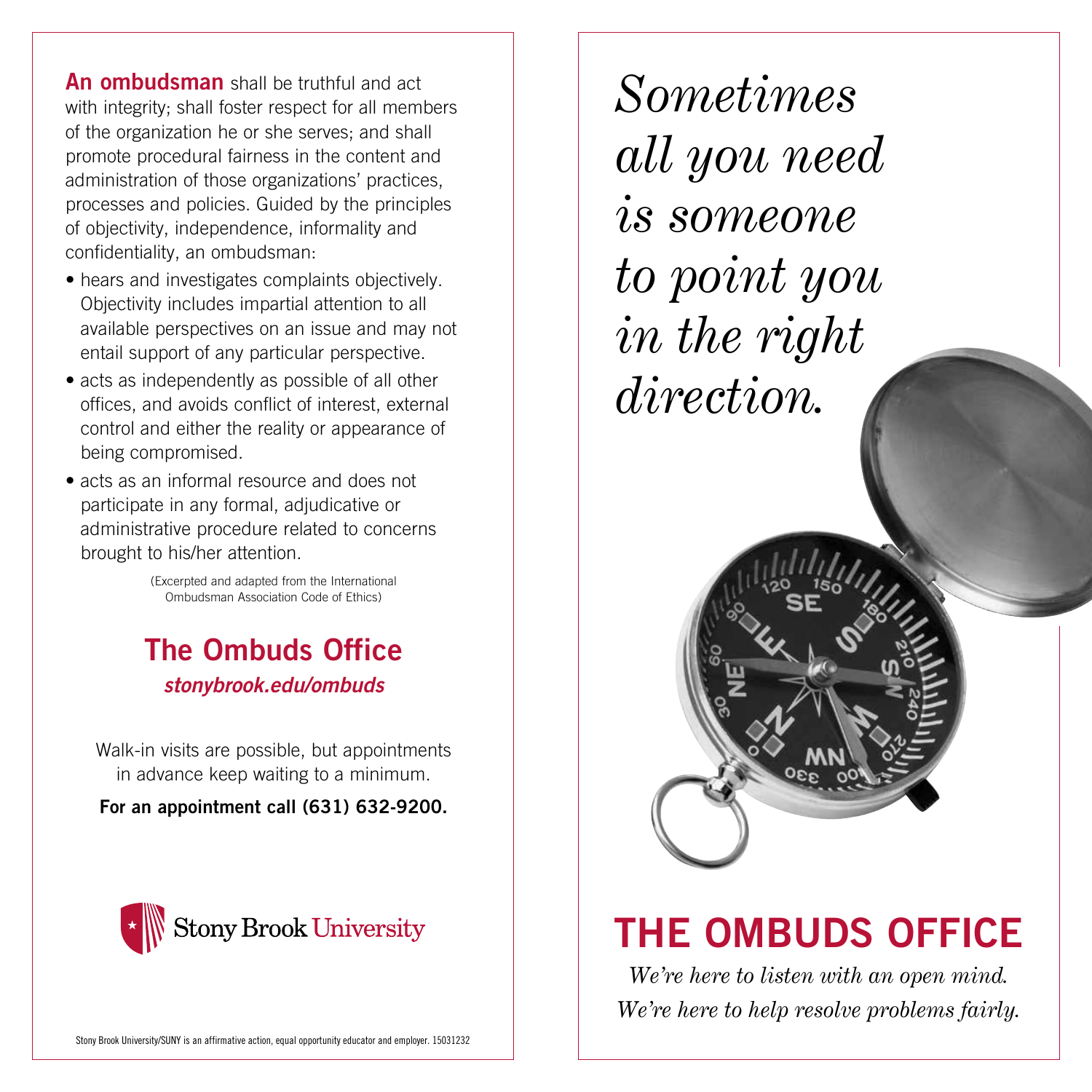**An ombudsman** shall be truthful and act with integrity; shall foster respect for all members of the organization he or she serves; and shall promote procedural fairness in the content and administration of those organizations' practices, processes and policies. Guided by the principles of objectivity, independence, informality and confidentiality, an ombudsman:

- hears and investigates complaints objectively. Objectivity includes impartial attention to all available perspectives on an issue and may not entail support of any particular perspective.
- acts as independently as possible of all other offices, and avoids conflict of interest, external control and either the reality or appearance of being compromised.
- acts as an informal resource and does not participate in any formal, adjudicative or administrative procedure related to concerns brought to his/her attention.

(Excerpted and adapted from the International Ombudsman Association Code of Ethics)

## The Ombuds Office

***stonybrook.edu/ombuds***

Walk-in visits are possible, but appointments in advance keep waiting to a minimum.

**For an appointment call (631) 632-9200.**

Stony Brook University

Stony Brook University/SUNY is an affirmative action, equal opportunity educator and employer. 15031232

*Sometimes all you need is someone to point you in the right direction.*

# THE OMBUDS OFFICE

*We're here to listen with an open mind.*
*We're here to help resolve problems fairly.*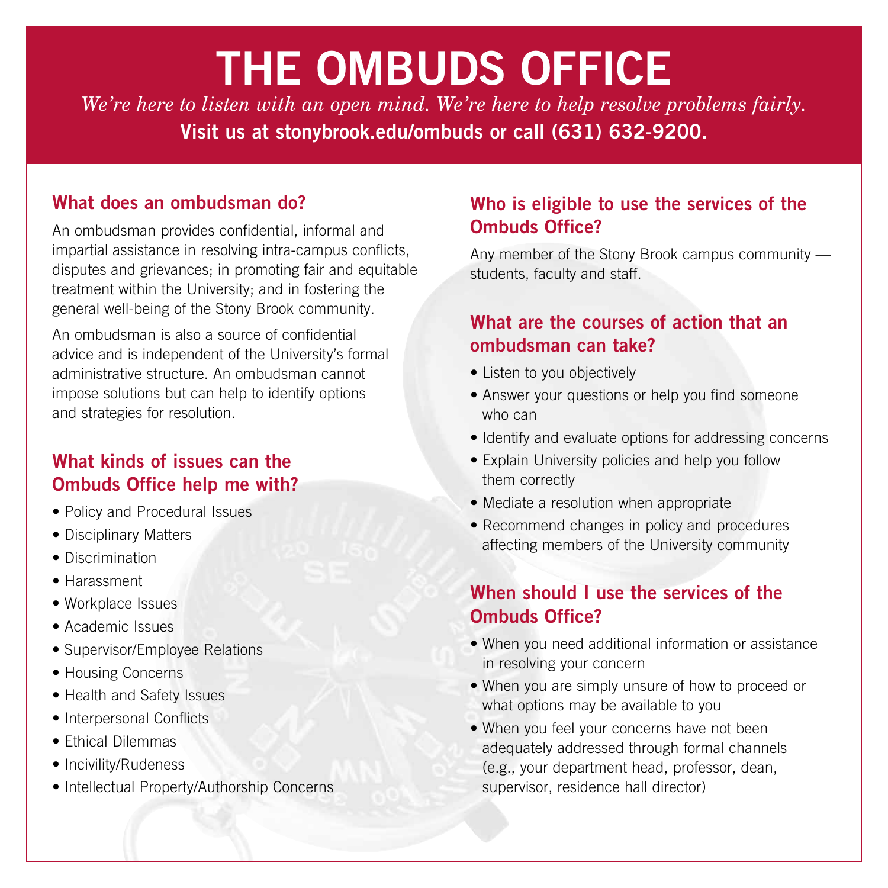# THE OMBUDS OFFICE

*We're here to listen with an open mind. We're here to help resolve problems fairly.*

**Visit us at stonybrook.edu/ombuds or call (631) 632-9200.**

## What does an ombudsman do?

An ombudsman provides confidential, informal and impartial assistance in resolving intra-campus conflicts, disputes and grievances; in promoting fair and equitable treatment within the University; and in fostering the general well-being of the Stony Brook community.

An ombudsman is also a source of confidential advice and is independent of the University's formal administrative structure. An ombudsman cannot impose solutions but can help to identify options and strategies for resolution.

## What kinds of issues can the Ombuds Office help me with?

- Policy and Procedural Issues
- Disciplinary Matters
- Discrimination
- Harassment
- Workplace Issues
- Academic Issues
- Supervisor/Employee Relations
- Housing Concerns
- Health and Safety Issues
- Interpersonal Conflicts
- Ethical Dilemmas
- Incivility/Rudeness
- Intellectual Property/Authorship Concerns

## Who is eligible to use the services of the Ombuds Office?

Any member of the Stony Brook campus community — students, faculty and staff.

## What are the courses of action that an ombudsman can take?

- Listen to you objectively
- Answer your questions or help you find someone who can
- Identify and evaluate options for addressing concerns
- Explain University policies and help you follow them correctly
- Mediate a resolution when appropriate
- Recommend changes in policy and procedures affecting members of the University community

## When should I use the services of the Ombuds Office?

- When you need additional information or assistance in resolving your concern
- When you are simply unsure of how to proceed or what options may be available to you
- When you feel your concerns have not been adequately addressed through formal channels (e.g., your department head, professor, dean, supervisor, residence hall director)